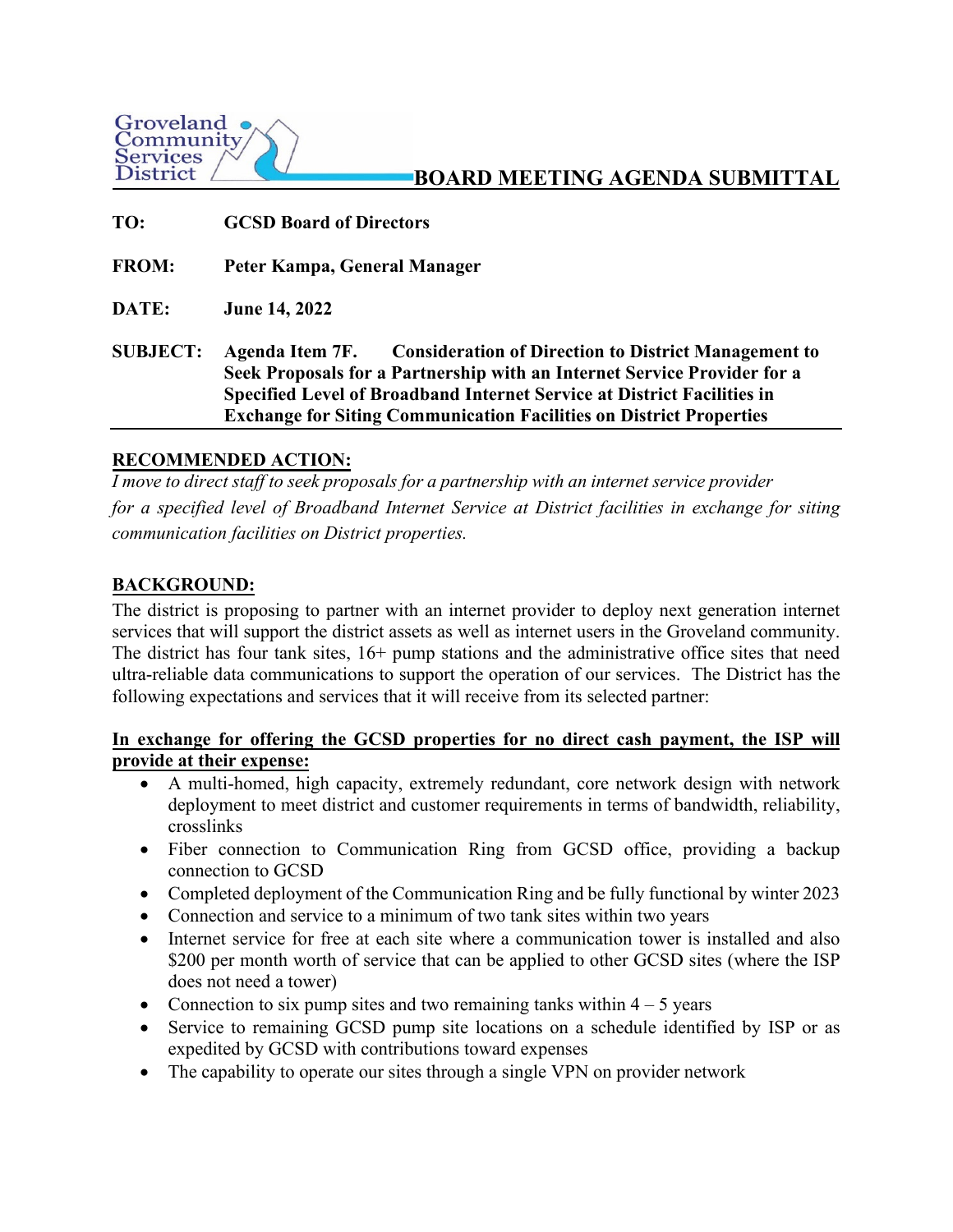Groveland Community Services District

# BOARD MEETING AGENDA SUBMITTAL

**TO:** GCSD Board of Directors

**FROM:** Peter Kampa, General Manager

**DATE:** June 14, 2022

**SUBJECT:** Agenda Item 7F. Consideration of Direction to District Management to Seek Proposals for a Partnership with an Internet Service Provider for a Specified Level of Broadband Internet Service at District Facilities in Exchange for Siting Communication Facilities on District Properties

## RECOMMENDED ACTION:

*I move to direct staff to seek proposals for a partnership with an internet service provider for a specified level of Broadband Internet Service at District facilities in exchange for siting communication facilities on District properties.*

## BACKGROUND:

The district is proposing to partner with an internet provider to deploy next generation internet services that will support the district assets as well as internet users in the Groveland community. The district has four tank sites, 16+ pump stations and the administrative office sites that need ultra-reliable data communications to support the operation of our services. The District has the following expectations and services that it will receive from its selected partner:

**In exchange for offering the GCSD properties for no direct cash payment, the ISP will provide at their expense:**

- A multi-homed, high capacity, extremely redundant, core network design with network deployment to meet district and customer requirements in terms of bandwidth, reliability, crosslinks
- Fiber connection to Communication Ring from GCSD office, providing a backup connection to GCSD
- Completed deployment of the Communication Ring and be fully functional by winter 2023
- Connection and service to a minimum of two tank sites within two years
- Internet service for free at each site where a communication tower is installed and also $200 per month worth of service that can be applied to other GCSD sites (where the ISP does not need a tower)
- Connection to six pump sites and two remaining tanks within 4 – 5 years
- Service to remaining GCSD pump site locations on a schedule identified by ISP or as expedited by GCSD with contributions toward expenses
- The capability to operate our sites through a single VPN on provider network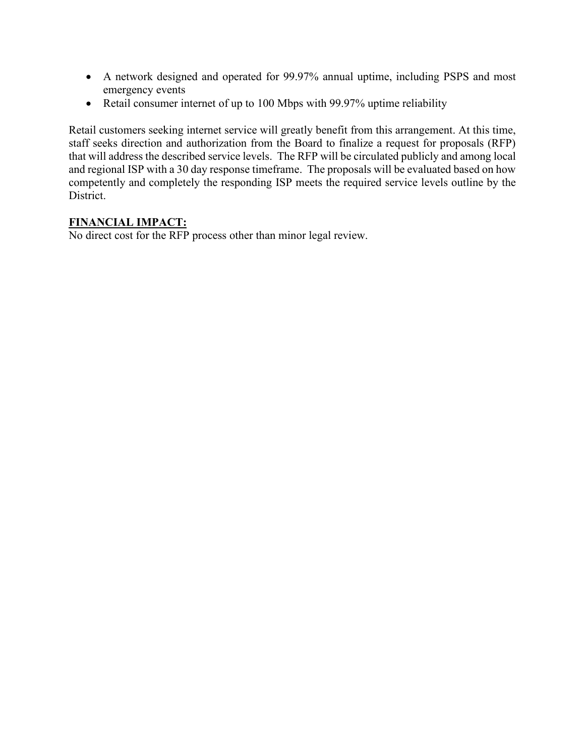- A network designed and operated for 99.97% annual uptime, including PSPS and most emergency events
- Retail consumer internet of up to 100 Mbps with 99.97% uptime reliability

Retail customers seeking internet service will greatly benefit from this arrangement. At this time, staff seeks direction and authorization from the Board to finalize a request for proposals (RFP) that will address the described service levels. The RFP will be circulated publicly and among local and regional ISP with a 30 day response timeframe. The proposals will be evaluated based on how competently and completely the responding ISP meets the required service levels outline by the District.

**FINANCIAL IMPACT:**

No direct cost for the RFP process other than minor legal review.